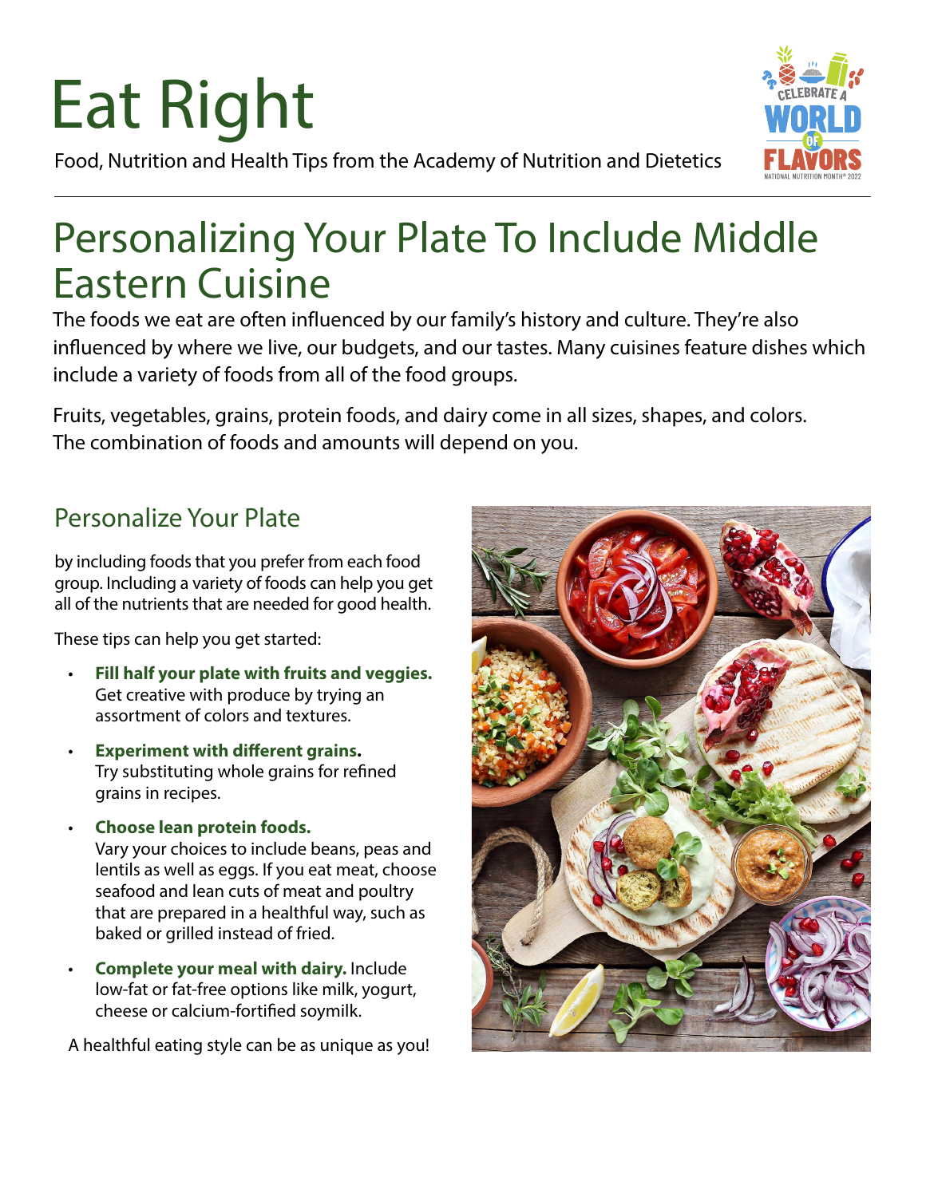# Eat Right

Food, Nutrition and Health Tips from the Academy of Nutrition and Dietetics

# Personalizing Your Plate To Include Middle Eastern Cuisine

The foods we eat are often influenced by our family's history and culture. They're also influenced by where we live, our budgets, and our tastes. Many cuisines feature dishes which include a variety of foods from all of the food groups.

Fruits, vegetables, grains, protein foods, and dairy come in all sizes, shapes, and colors. The combination of foods and amounts will depend on you.

## Personalize Your Plate

by including foods that you prefer from each food group. Including a variety of foods can help you get all of the nutrients that are needed for good health.

These tips can help you get started:

- **Fill half your plate with fruits and veggies.** Get creative with produce by trying an assortment of colors and textures.
- **Experiment with different grains.** Try substituting whole grains for refined grains in recipes.
- **Choose lean protein foods.** Vary your choices to include beans, peas and lentils as well as eggs. If you eat meat, choose seafood and lean cuts of meat and poultry that are prepared in a healthful way, such as baked or grilled instead of fried.
- **Complete your meal with dairy.** Include low-fat or fat-free options like milk, yogurt, cheese or calcium-fortified soymilk.

A healthful eating style can be as unique as you!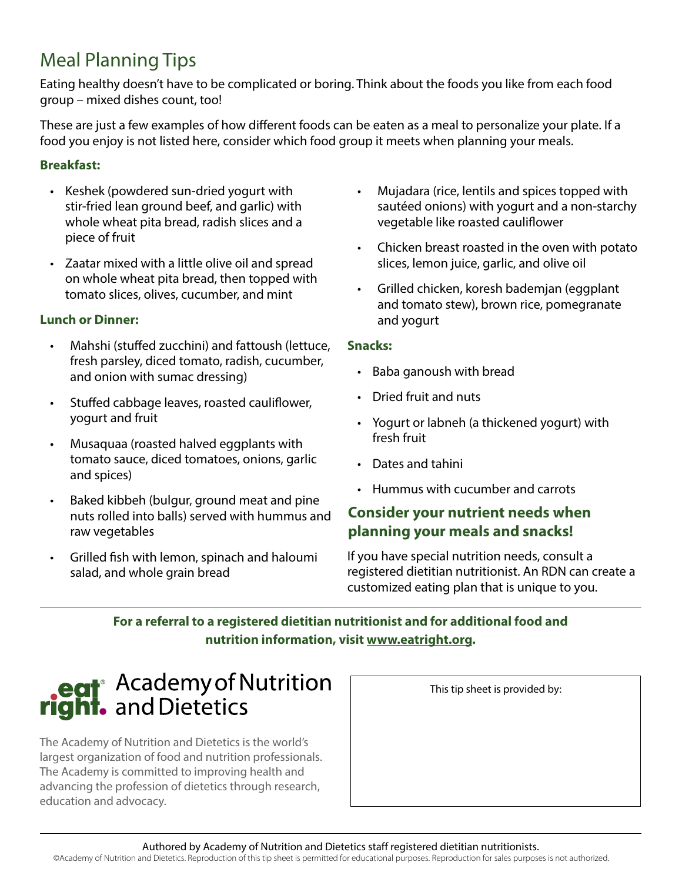## Meal Planning Tips

Eating healthy doesn't have to be complicated or boring. Think about the foods you like from each food group – mixed dishes count, too!

These are just a few examples of how different foods can be eaten as a meal to personalize your plate. If a food you enjoy is not listed here, consider which food group it meets when planning your meals.

### Breakfast:

- Keshek (powdered sun-dried yogurt with stir-fried lean ground beef, and garlic) with whole wheat pita bread, radish slices and a piece of fruit
- Zaatar mixed with a little olive oil and spread on whole wheat pita bread, then topped with tomato slices, olives, cucumber, and mint

### Lunch or Dinner:

- Mahshi (stuffed zucchini) and fattoush (lettuce, fresh parsley, diced tomato, radish, cucumber, and onion with sumac dressing)
- Stuffed cabbage leaves, roasted cauliflower, yogurt and fruit
- Musaquaa (roasted halved eggplants with tomato sauce, diced tomatoes, onions, garlic and spices)
- Baked kibbeh (bulgur, ground meat and pine nuts rolled into balls) served with hummus and raw vegetables
- Grilled fish with lemon, spinach and haloumi salad, and whole grain bread
- Mujadara (rice, lentils and spices topped with sautéed onions) with yogurt and a non-starchy vegetable like roasted cauliflower
- Chicken breast roasted in the oven with potato slices, lemon juice, garlic, and olive oil
- Grilled chicken, koresh bademjan (eggplant and tomato stew), brown rice, pomegranate and yogurt

### Snacks:

- Baba ganoush with bread
- Dried fruit and nuts
- Yogurt or labneh (a thickened yogurt) with fresh fruit
- Dates and tahini
- Hummus with cucumber and carrots

### Consider your nutrient needs when planning your meals and snacks!

If you have special nutrition needs, consult a registered dietitian nutritionist. An RDN can create a customized eating plan that is unique to you.

**For a referral to a registered dietitian nutritionist and for additional food and nutrition information, visit www.eatright.org.**

eat right. Academy of Nutrition and Dietetics

The Academy of Nutrition and Dietetics is the world's largest organization of food and nutrition professionals. The Academy is committed to improving health and advancing the profession of dietetics through research, education and advocacy.

This tip sheet is provided by:

Authored by Academy of Nutrition and Dietetics staff registered dietitian nutritionists.

©Academy of Nutrition and Dietetics. Reproduction of this tip sheet is permitted for educational purposes. Reproduction for sales purposes is not authorized.